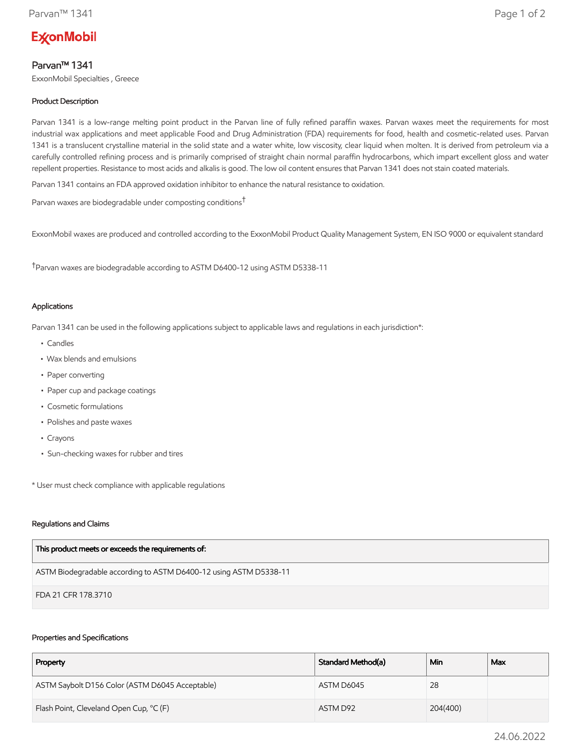ExxonMobil

# Parvan™ 1341

ExxonMobil Specialties , Greece

## Product Description

Parvan 1341 is a low-range melting point product in the Parvan line of fully refined paraffin waxes. Parvan waxes meet the requirements for most industrial wax applications and meet applicable Food and Drug Administration (FDA) requirements for food, health and cosmetic-related uses. Parvan 1341 is a translucent crystalline material in the solid state and a water white, low viscosity, clear liquid when molten. It is derived from petroleum via a carefully controlled refining process and is primarily comprised of straight chain normal paraffin hydrocarbons, which impart excellent gloss and water repellent properties. Resistance to most acids and alkalis is good. The low oil content ensures that Parvan 1341 does not stain coated materials.

Parvan 1341 contains an FDA approved oxidation inhibitor to enhance the natural resistance to oxidation.

Parvan waxes are biodegradable under composting conditions†

ExxonMobil waxes are produced and controlled according to the ExxonMobil Product Quality Management System, EN ISO 9000 or equivalent standard

†Parvan waxes are biodegradable according to ASTM D6400-12 using ASTM D5338-11

## Applications

Parvan 1341 can be used in the following applications subject to applicable laws and regulations in each jurisdiction*:

- Candles
- Wax blends and emulsions
- Paper converting
- Paper cup and package coatings
- Cosmetic formulations
- Polishes and paste waxes
- Crayons
- Sun-checking waxes for rubber and tires

* User must check compliance with applicable regulations

## Regulations and Claims

| This product meets or exceeds the requirements of: |
| --- |
| ASTM Biodegradable according to ASTM D6400-12 using ASTM D5338-11 |
| FDA 21 CFR 178.3710 |

## Properties and Specifications

| Property | Standard Method(a) | Min | Max |
| --- | --- | --- | --- |
| ASTM Saybolt D156 Color (ASTM D6045 Acceptable) | ASTM D6045 | 28 | |
| Flash Point, Cleveland Open Cup, °C (F) | ASTM D92 | 204(400) | |

24.06.2022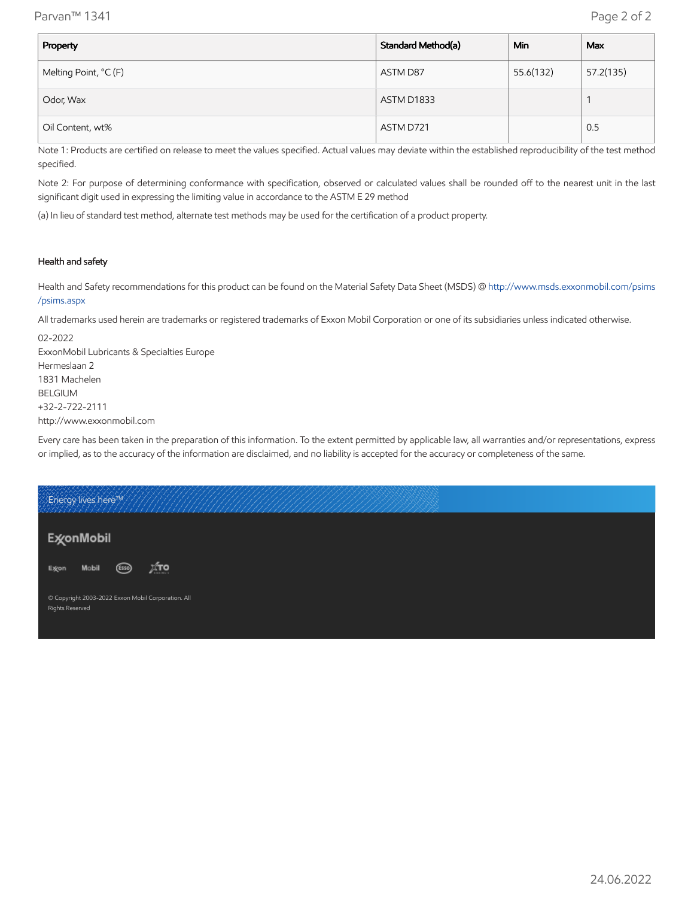| Property | Standard Method(a) | Min | Max |
| --- | --- | --- | --- |
| Melting Point, °C (F) | ASTM D87 | 55.6(132) | 57.2(135) |
| Odor, Wax | ASTM D1833 | | 1 |
| Oil Content, wt% | ASTM D721 | | 0.5 |

Note 1: Products are certified on release to meet the values specified. Actual values may deviate within the established reproducibility of the test method specified.

Note 2: For purpose of determining conformance with specification, observed or calculated values shall be rounded off to the nearest unit in the last significant digit used in expressing the limiting value in accordance to the ASTM E 29 method

(a) In lieu of standard test method, alternate test methods may be used for the certification of a product property.

#### Health and safety

Health and Safety recommendations for this product can be found on the Material Safety Data Sheet (MSDS) @ http://www.msds.exxonmobil.com/psims/psims.aspx

All trademarks used herein are trademarks or registered trademarks of Exxon Mobil Corporation or one of its subsidiaries unless indicated otherwise.

02-2022
ExxonMobil Lubricants & Specialties Europe
Hermeslaan 2
1831 Machelen
BELGIUM
+32-2-722-2111
http://www.exxonmobil.com

Every care has been taken in the preparation of this information. To the extent permitted by applicable law, all warranties and/or representations, express or implied, as to the accuracy of the information are disclaimed, and no liability is accepted for the accuracy or completeness of the same.

Energy lives here™

ExxonMobil

Exxon Mobil Esso XTO

© Copyright 2003-2022 Exxon Mobil Corporation. All Rights Reserved